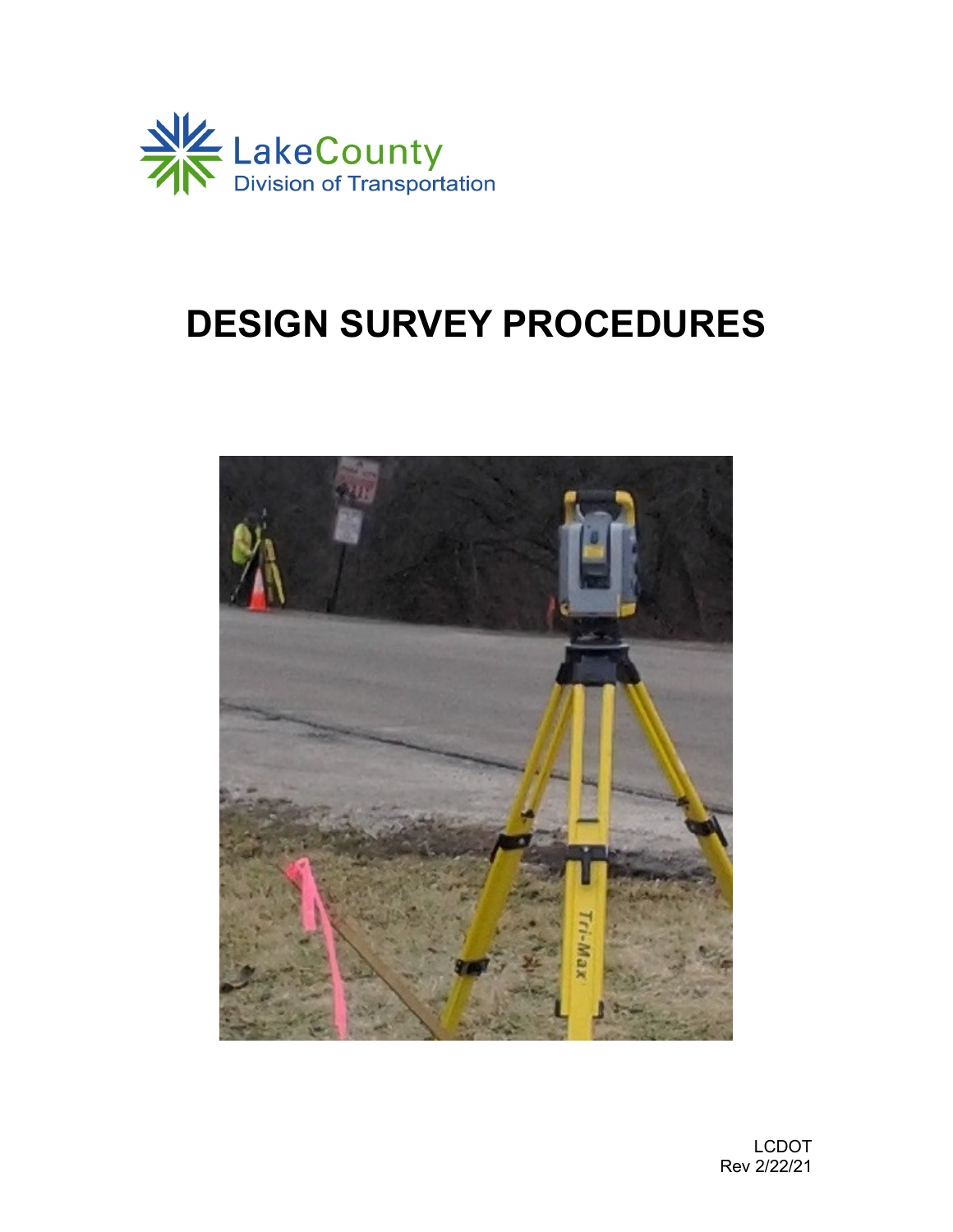LakeCounty
Division of Transportation

# DESIGN SURVEY PROCEDURES

LCDOT
Rev 2/22/21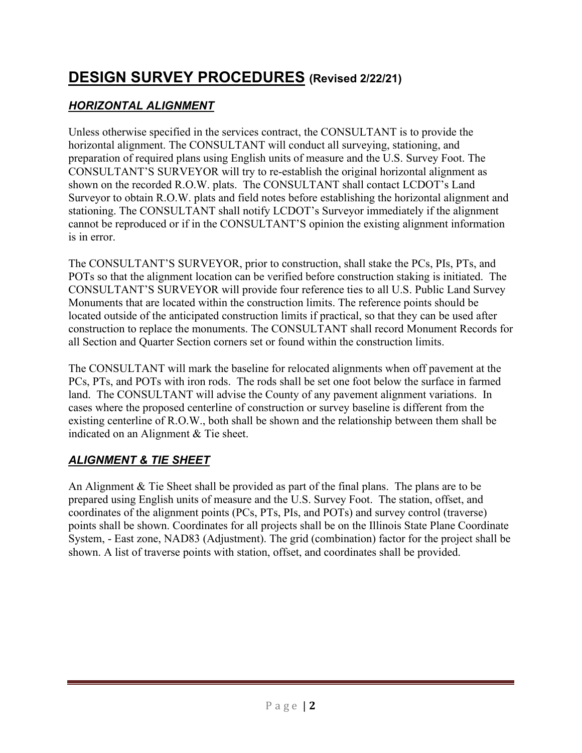# <u>DESIGN SURVEY PROCEDURES</u> (Revised 2/22/21)

## <u>*HORIZONTAL ALIGNMENT*</u>

Unless otherwise specified in the services contract, the CONSULTANT is to provide the horizontal alignment. The CONSULTANT will conduct all surveying, stationing, and preparation of required plans using English units of measure and the U.S. Survey Foot. The CONSULTANT'S SURVEYOR will try to re-establish the original horizontal alignment as shown on the recorded R.O.W. plats. The CONSULTANT shall contact LCDOT's Land Surveyor to obtain R.O.W. plats and field notes before establishing the horizontal alignment and stationing. The CONSULTANT shall notify LCDOT's Surveyor immediately if the alignment cannot be reproduced or if in the CONSULTANT'S opinion the existing alignment information is in error.

The CONSULTANT'S SURVEYOR, prior to construction, shall stake the PCs, PIs, PTs, and POTs so that the alignment location can be verified before construction staking is initiated. The CONSULTANT'S SURVEYOR will provide four reference ties to all U.S. Public Land Survey Monuments that are located within the construction limits. The reference points should be located outside of the anticipated construction limits if practical, so that they can be used after construction to replace the monuments. The CONSULTANT shall record Monument Records for all Section and Quarter Section corners set or found within the construction limits.

The CONSULTANT will mark the baseline for relocated alignments when off pavement at the PCs, PTs, and POTs with iron rods. The rods shall be set one foot below the surface in farmed land. The CONSULTANT will advise the County of any pavement alignment variations. In cases where the proposed centerline of construction or survey baseline is different from the existing centerline of R.O.W., both shall be shown and the relationship between them shall be indicated on an Alignment & Tie sheet.

## <u>*ALIGNMENT & TIE SHEET*</u>

An Alignment & Tie Sheet shall be provided as part of the final plans. The plans are to be prepared using English units of measure and the U.S. Survey Foot. The station, offset, and coordinates of the alignment points (PCs, PTs, PIs, and POTs) and survey control (traverse) points shall be shown. Coordinates for all projects shall be on the Illinois State Plane Coordinate System, - East zone, NAD83 (Adjustment). The grid (combination) factor for the project shall be shown. A list of traverse points with station, offset, and coordinates shall be provided.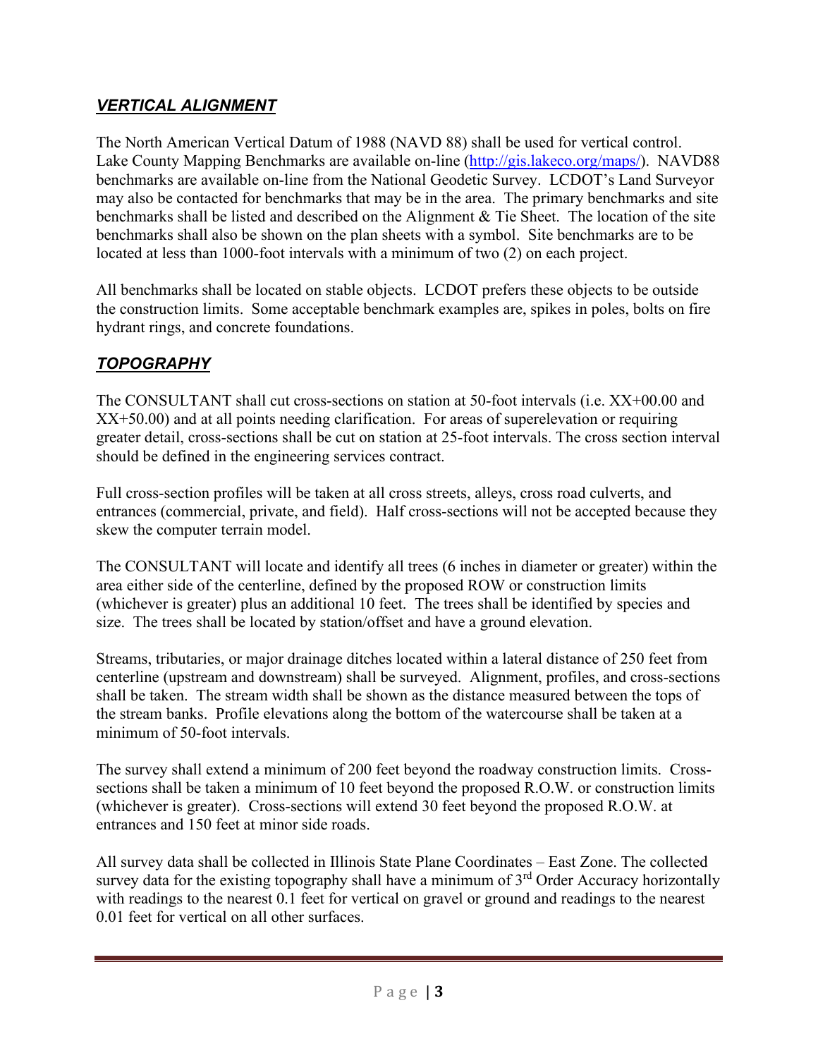## ***VERTICAL ALIGNMENT***

The North American Vertical Datum of 1988 (NAVD 88) shall be used for vertical control. Lake County Mapping Benchmarks are available on-line (http://gis.lakeco.org/maps/). NAVD88 benchmarks are available on-line from the National Geodetic Survey. LCDOT's Land Surveyor may also be contacted for benchmarks that may be in the area. The primary benchmarks and site benchmarks shall be listed and described on the Alignment & Tie Sheet. The location of the site benchmarks shall also be shown on the plan sheets with a symbol. Site benchmarks are to be located at less than 1000-foot intervals with a minimum of two (2) on each project.

All benchmarks shall be located on stable objects. LCDOT prefers these objects to be outside the construction limits. Some acceptable benchmark examples are, spikes in poles, bolts on fire hydrant rings, and concrete foundations.

## ***TOPOGRAPHY***

The CONSULTANT shall cut cross-sections on station at 50-foot intervals (i.e. XX+00.00 and XX+50.00) and at all points needing clarification. For areas of superelevation or requiring greater detail, cross-sections shall be cut on station at 25-foot intervals. The cross section interval should be defined in the engineering services contract.

Full cross-section profiles will be taken at all cross streets, alleys, cross road culverts, and entrances (commercial, private, and field). Half cross-sections will not be accepted because they skew the computer terrain model.

The CONSULTANT will locate and identify all trees (6 inches in diameter or greater) within the area either side of the centerline, defined by the proposed ROW or construction limits (whichever is greater) plus an additional 10 feet. The trees shall be identified by species and size. The trees shall be located by station/offset and have a ground elevation.

Streams, tributaries, or major drainage ditches located within a lateral distance of 250 feet from centerline (upstream and downstream) shall be surveyed. Alignment, profiles, and cross-sections shall be taken. The stream width shall be shown as the distance measured between the tops of the stream banks. Profile elevations along the bottom of the watercourse shall be taken at a minimum of 50-foot intervals.

The survey shall extend a minimum of 200 feet beyond the roadway construction limits. Cross-sections shall be taken a minimum of 10 feet beyond the proposed R.O.W. or construction limits (whichever is greater). Cross-sections will extend 30 feet beyond the proposed R.O.W. at entrances and 150 feet at minor side roads.

All survey data shall be collected in Illinois State Plane Coordinates – East Zone. The collected survey data for the existing topography shall have a minimum of 3rd Order Accuracy horizontally with readings to the nearest 0.1 feet for vertical on gravel or ground and readings to the nearest 0.01 feet for vertical on all other surfaces.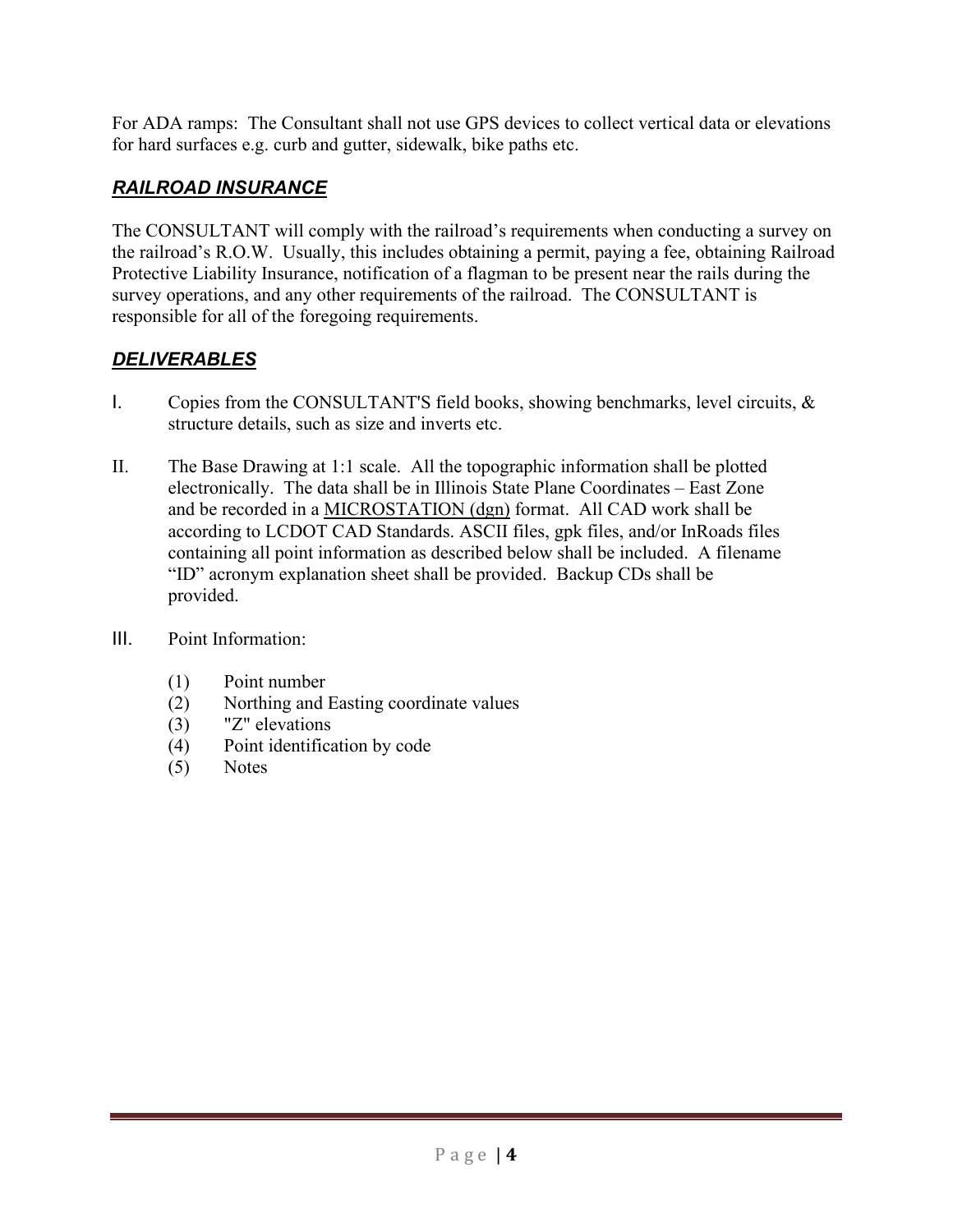For ADA ramps: The Consultant shall not use GPS devices to collect vertical data or elevations for hard surfaces e.g. curb and gutter, sidewalk, bike paths etc.

## ***RAILROAD INSURANCE***

The CONSULTANT will comply with the railroad's requirements when conducting a survey on the railroad's R.O.W. Usually, this includes obtaining a permit, paying a fee, obtaining Railroad Protective Liability Insurance, notification of a flagman to be present near the rails during the survey operations, and any other requirements of the railroad. The CONSULTANT is responsible for all of the foregoing requirements.

## ***DELIVERABLES***

I. Copies from the CONSULTANT'S field books, showing benchmarks, level circuits, & structure details, such as size and inverts etc.

II. The Base Drawing at 1:1 scale. All the topographic information shall be plotted electronically. The data shall be in Illinois State Plane Coordinates – East Zone and be recorded in a <u>MICROSTATION (dgn)</u> format. All CAD work shall be according to LCDOT CAD Standards. ASCII files, gpk files, and/or InRoads files containing all point information as described below shall be included. A filename "ID" acronym explanation sheet shall be provided. Backup CDs shall be provided.

III. Point Information:

   (1) Point number
   (2) Northing and Easting coordinate values
   (3) "Z" elevations
   (4) Point identification by code
   (5) Notes